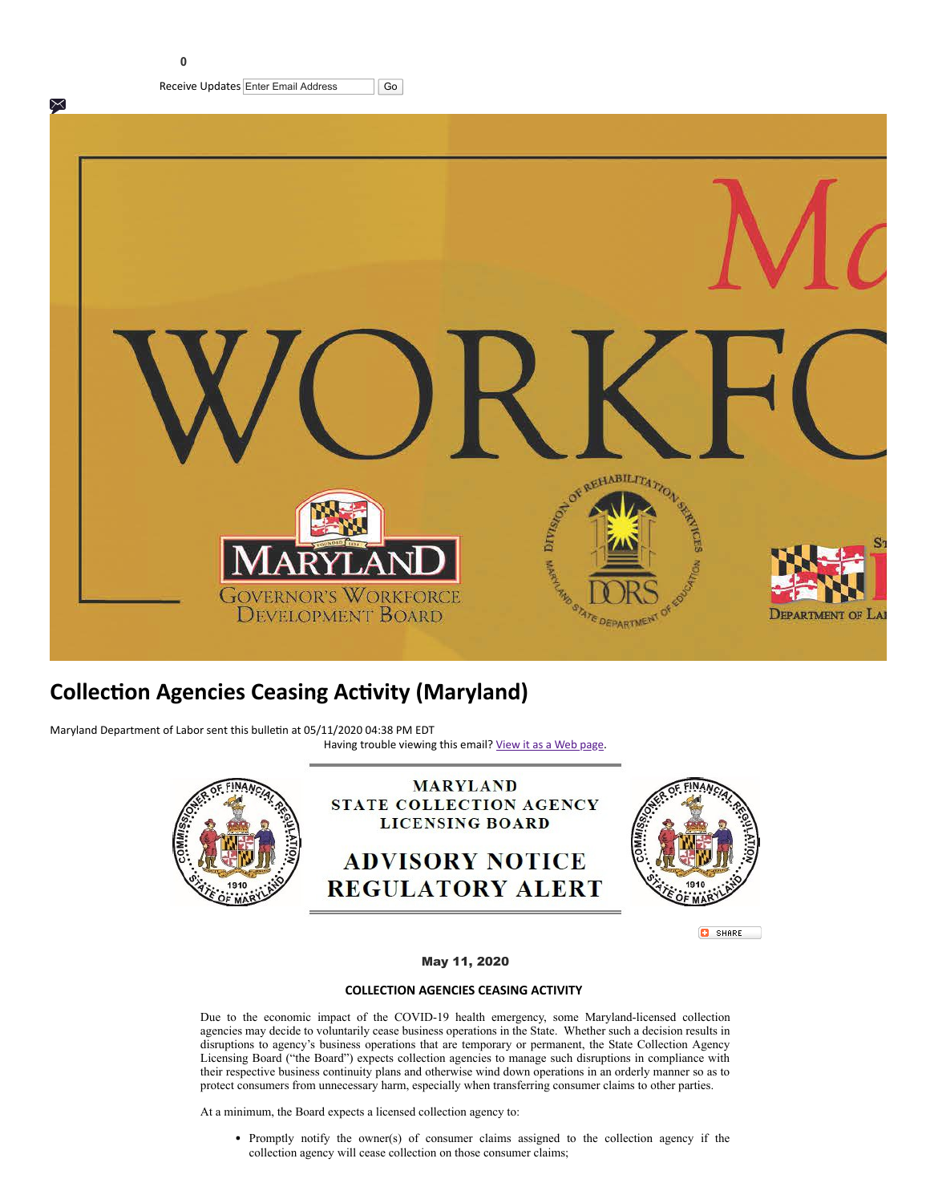0

Receive Updates Enter Email Address Go

# Collection Agencies Ceasing Activity (Maryland)

Maryland Department of Labor sent this bulletin at 05/11/2020 04:38 PM EDT

Having trouble viewing this email? View it as a Web page.

MARYLAND
STATE COLLECTION AGENCY
LICENSING BOARD

ADVISORY NOTICE
REGULATORY ALERT

SHARE

**May 11, 2020**

**COLLECTION AGENCIES CEASING ACTIVITY**

Due to the economic impact of the COVID-19 health emergency, some Maryland-licensed collection agencies may decide to voluntarily cease business operations in the State. Whether such a decision results in disruptions to agency's business operations that are temporary or permanent, the State Collection Agency Licensing Board ("the Board") expects collection agencies to manage such disruptions in compliance with their respective business continuity plans and otherwise wind down operations in an orderly manner so as to protect consumers from unnecessary harm, especially when transferring consumer claims to other parties.

At a minimum, the Board expects a licensed collection agency to:

- Promptly notify the owner(s) of consumer claims assigned to the collection agency if the collection agency will cease collection on those consumer claims;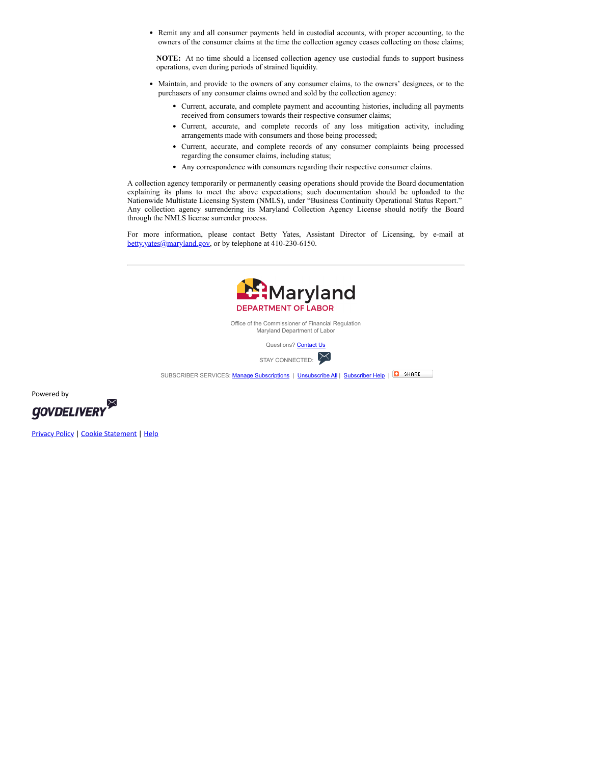- Remit any and all consumer payments held in custodial accounts, with proper accounting, to the owners of the consumer claims at the time the collection agency ceases collecting on those claims;

  **NOTE:** At no time should a licensed collection agency use custodial funds to support business operations, even during periods of strained liquidity.

- Maintain, and provide to the owners of any consumer claims, to the owners' designees, or to the purchasers of any consumer claims owned and sold by the collection agency:
  - Current, accurate, and complete payment and accounting histories, including all payments received from consumers towards their respective consumer claims;
  - Current, accurate, and complete records of any loss mitigation activity, including arrangements made with consumers and those being processed;
  - Current, accurate, and complete records of any consumer complaints being processed regarding the consumer claims, including status;
  - Any correspondence with consumers regarding their respective consumer claims.

A collection agency temporarily or permanently ceasing operations should provide the Board documentation explaining its plans to meet the above expectations; such documentation should be uploaded to the Nationwide Multistate Licensing System (NMLS), under "Business Continuity Operational Status Report." Any collection agency surrendering its Maryland Collection Agency License should notify the Board through the NMLS license surrender process.

For more information, please contact Betty Yates, Assistant Director of Licensing, by e-mail at betty.yates@maryland.gov, or by telephone at 410-230-6150.

---

Maryland
DEPARTMENT OF LABOR

Office of the Commissioner of Financial Regulation
Maryland Department of Labor

Questions? Contact Us

STAY CONNECTED:

SUBSCRIBER SERVICES: Manage Subscriptions | Unsubscribe All | Subscriber Help | SHARE

Powered by
GOVDELIVERY

Privacy Policy | Cookie Statement | Help